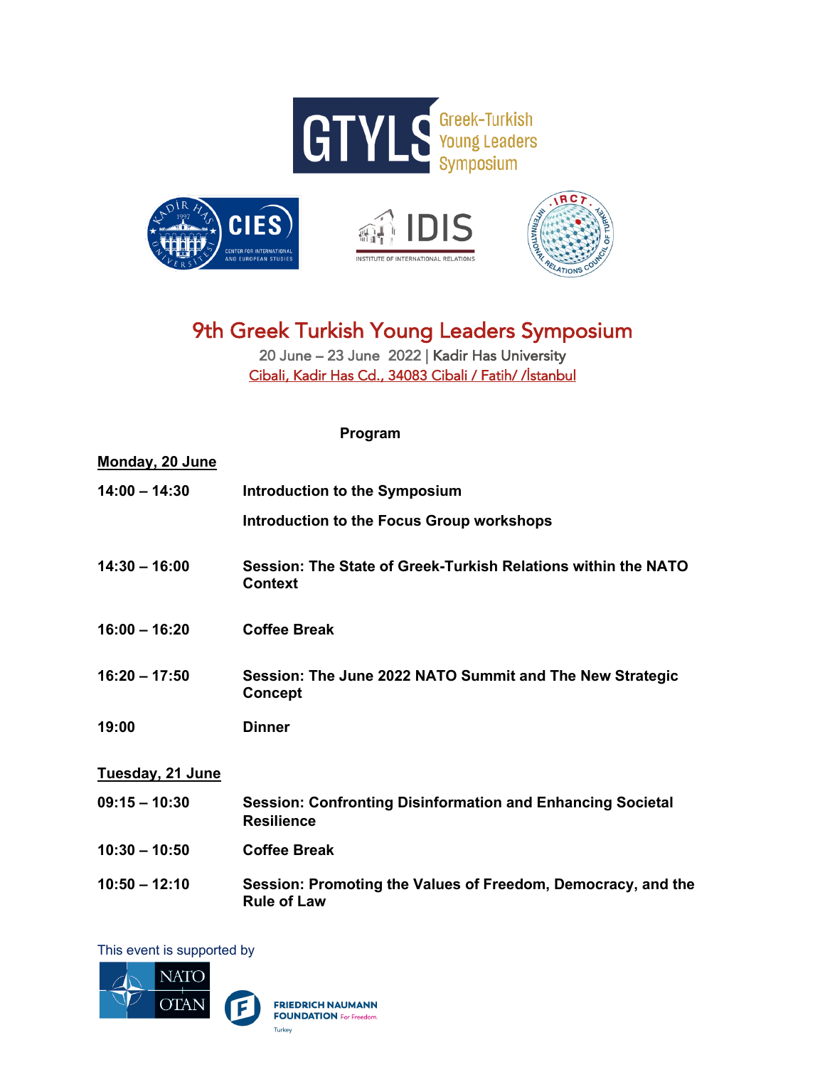# GTYLS Greek-Turkish Young Leaders Symposium

## 9th Greek Turkish Young Leaders Symposium

20 June – 23 June 2022 | Kadir Has University

Cibali, Kadir Has Cd., 34083 Cibali / Fatih/ /İstanbul

**Program**

**Monday, 20 June**

| | |
|---|---|
| **14:00 – 14:30** | **Introduction to the Symposium** |
| | **Introduction to the Focus Group workshops** |
| **14:30 – 16:00** | **Session: The State of Greek-Turkish Relations within the NATO Context** |
| **16:00 – 16:20** | **Coffee Break** |
| **16:20 – 17:50** | **Session: The June 2022 NATO Summit and The New Strategic Concept** |
| **19:00** | **Dinner** |

**Tuesday, 21 June**

| | |
|---|---|
| **09:15 – 10:30** | **Session: Confronting Disinformation and Enhancing Societal Resilience** |
| **10:30 – 10:50** | **Coffee Break** |
| **10:50 – 12:10** | **Session: Promoting the Values of Freedom, Democracy, and the Rule of Law** |

This event is supported by

NATO OTAN

FRIEDRICH NAUMANN FOUNDATION For Freedom. Turkey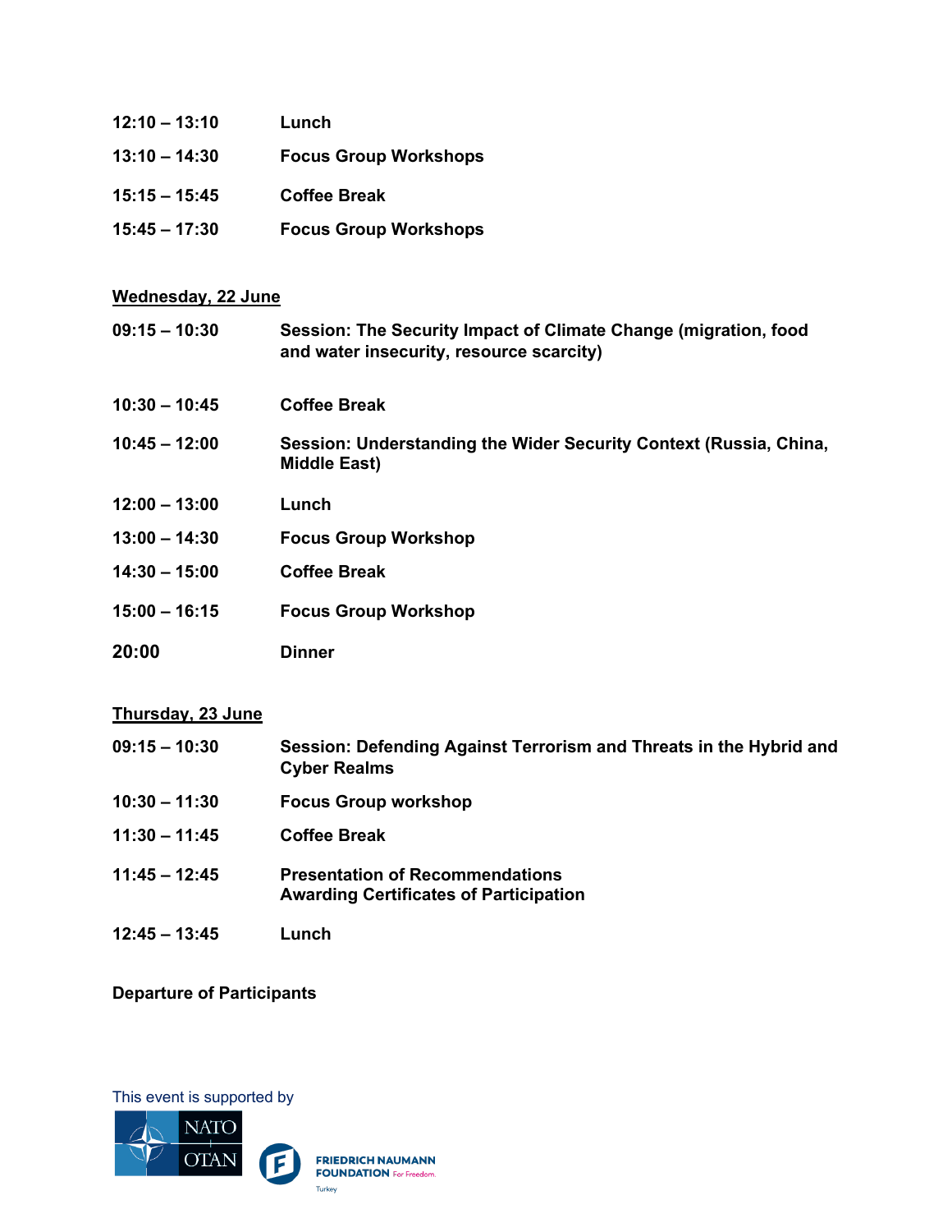| | |
|---|---|
| **12:10 – 13:10** | **Lunch** |
| **13:10 – 14:30** | **Focus Group Workshops** |
| **15:15 – 15:45** | **Coffee Break** |
| **15:45 – 17:30** | **Focus Group Workshops** |

**<u>Wednesday, 22 June</u>**

| | |
|---|---|
| **09:15 – 10:30** | **Session: The Security Impact of Climate Change (migration, food and water insecurity, resource scarcity)** |
| **10:30 – 10:45** | **Coffee Break** |
| **10:45 – 12:00** | **Session: Understanding the Wider Security Context (Russia, China, Middle East)** |
| **12:00 – 13:00** | **Lunch** |
| **13:00 – 14:30** | **Focus Group Workshop** |
| **14:30 – 15:00** | **Coffee Break** |
| **15:00 – 16:15** | **Focus Group Workshop** |
| **20:00** | **Dinner** |

**<u>Thursday, 23 June</u>**

| | |
|---|---|
| **09:15 – 10:30** | **Session: Defending Against Terrorism and Threats in the Hybrid and Cyber Realms** |
| **10:30 – 11:30** | **Focus Group workshop** |
| **11:30 – 11:45** | **Coffee Break** |
| **11:45 – 12:45** | **Presentation of Recommendations**<br>**Awarding Certificates of Participation** |
| **12:45 – 13:45** | **Lunch** |

**Departure of Participants**

This event is supported by

NATO OTAN

FRIEDRICH NAUMANN FOUNDATION For Freedom.
Turkey